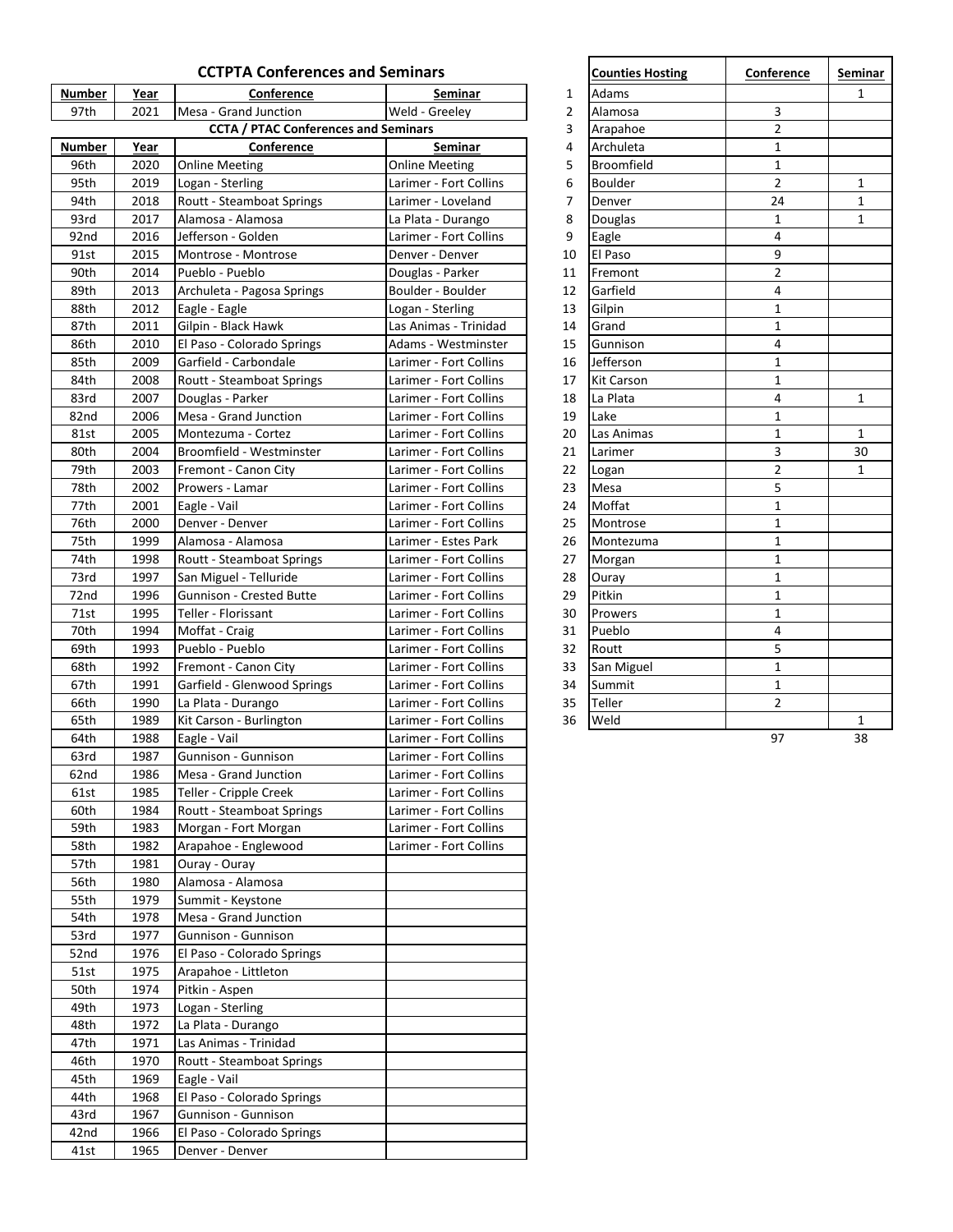## CCTPTA Conferences and Seminars

| Number | Year | Conference | Seminar |
|---|---|---|---|
| 97th | 2021 | Mesa - Grand Junction | Weld - Greeley |

### CCTA / PTAC Conferences and Seminars

| Number | Year | Conference | Seminar |
|---|---|---|---|
| 96th | 2020 | Online Meeting | Online Meeting |
| 95th | 2019 | Logan - Sterling | Larimer - Fort Collins |
| 94th | 2018 | Routt - Steamboat Springs | Larimer - Loveland |
| 93rd | 2017 | Alamosa - Alamosa | La Plata - Durango |
| 92nd | 2016 | Jefferson - Golden | Larimer - Fort Collins |
| 91st | 2015 | Montrose - Montrose | Denver - Denver |
| 90th | 2014 | Pueblo - Pueblo | Douglas - Parker |
| 89th | 2013 | Archuleta - Pagosa Springs | Boulder - Boulder |
| 88th | 2012 | Eagle - Eagle | Logan - Sterling |
| 87th | 2011 | Gilpin - Black Hawk | Las Animas - Trinidad |
| 86th | 2010 | El Paso - Colorado Springs | Adams - Westminster |
| 85th | 2009 | Garfield - Carbondale | Larimer - Fort Collins |
| 84th | 2008 | Routt - Steamboat Springs | Larimer - Fort Collins |
| 83rd | 2007 | Douglas - Parker | Larimer - Fort Collins |
| 82nd | 2006 | Mesa - Grand Junction | Larimer - Fort Collins |
| 81st | 2005 | Montezuma - Cortez | Larimer - Fort Collins |
| 80th | 2004 | Broomfield - Westminster | Larimer - Fort Collins |
| 79th | 2003 | Fremont - Canon City | Larimer - Fort Collins |
| 78th | 2002 | Prowers - Lamar | Larimer - Fort Collins |
| 77th | 2001 | Eagle - Vail | Larimer - Fort Collins |
| 76th | 2000 | Denver - Denver | Larimer - Fort Collins |
| 75th | 1999 | Alamosa - Alamosa | Larimer - Estes Park |
| 74th | 1998 | Routt - Steamboat Springs | Larimer - Fort Collins |
| 73rd | 1997 | San Miguel - Telluride | Larimer - Fort Collins |
| 72nd | 1996 | Gunnison - Crested Butte | Larimer - Fort Collins |
| 71st | 1995 | Teller - Florissant | Larimer - Fort Collins |
| 70th | 1994 | Moffat - Craig | Larimer - Fort Collins |
| 69th | 1993 | Pueblo - Pueblo | Larimer - Fort Collins |
| 68th | 1992 | Fremont - Canon City | Larimer - Fort Collins |
| 67th | 1991 | Garfield - Glenwood Springs | Larimer - Fort Collins |
| 66th | 1990 | La Plata - Durango | Larimer - Fort Collins |
| 65th | 1989 | Kit Carson - Burlington | Larimer - Fort Collins |
| 64th | 1988 | Eagle - Vail | Larimer - Fort Collins |
| 63rd | 1987 | Gunnison - Gunnison | Larimer - Fort Collins |
| 62nd | 1986 | Mesa - Grand Junction | Larimer - Fort Collins |
| 61st | 1985 | Teller - Cripple Creek | Larimer - Fort Collins |
| 60th | 1984 | Routt - Steamboat Springs | Larimer - Fort Collins |
| 59th | 1983 | Morgan - Fort Morgan | Larimer - Fort Collins |
| 58th | 1982 | Arapahoe - Englewood | Larimer - Fort Collins |
| 57th | 1981 | Ouray - Ouray | |
| 56th | 1980 | Alamosa - Alamosa | |
| 55th | 1979 | Summit - Keystone | |
| 54th | 1978 | Mesa - Grand Junction | |
| 53rd | 1977 | Gunnison - Gunnison | |
| 52nd | 1976 | El Paso - Colorado Springs | |
| 51st | 1975 | Arapahoe - Littleton | |
| 50th | 1974 | Pitkin - Aspen | |
| 49th | 1973 | Logan - Sterling | |
| 48th | 1972 | La Plata - Durango | |
| 47th | 1971 | Las Animas - Trinidad | |
| 46th | 1970 | Routt - Steamboat Springs | |
| 45th | 1969 | Eagle - Vail | |
| 44th | 1968 | El Paso - Colorado Springs | |
| 43rd | 1967 | Gunnison - Gunnison | |
| 42nd | 1966 | El Paso - Colorado Springs | |
| 41st | 1965 | Denver - Denver | |

| | Counties Hosting | Conference | Seminar |
|---|---|---|---|
| 1 | Adams | | 1 |
| 2 | Alamosa | 3 | |
| 3 | Arapahoe | 2 | |
| 4 | Archuleta | 1 | |
| 5 | Broomfield | 1 | |
| 6 | Boulder | 2 | 1 |
| 7 | Denver | 24 | 1 |
| 8 | Douglas | 1 | 1 |
| 9 | Eagle | 4 | |
| 10 | El Paso | 9 | |
| 11 | Fremont | 2 | |
| 12 | Garfield | 4 | |
| 13 | Gilpin | 1 | |
| 14 | Grand | 1 | |
| 15 | Gunnison | 4 | |
| 16 | Jefferson | 1 | |
| 17 | Kit Carson | 1 | |
| 18 | La Plata | 4 | 1 |
| 19 | Lake | 1 | |
| 20 | Las Animas | 1 | 1 |
| 21 | Larimer | 3 | 30 |
| 22 | Logan | 2 | 1 |
| 23 | Mesa | 5 | |
| 24 | Moffat | 1 | |
| 25 | Montrose | 1 | |
| 26 | Montezuma | 1 | |
| 27 | Morgan | 1 | |
| 28 | Ouray | 1 | |
| 29 | Pitkin | 1 | |
| 30 | Prowers | 1 | |
| 31 | Pueblo | 4 | |
| 32 | Routt | 5 | |
| 33 | San Miguel | 1 | |
| 34 | Summit | 1 | |
| 35 | Teller | 2 | |
| 36 | Weld | | 1 |
| | | 97 | 38 |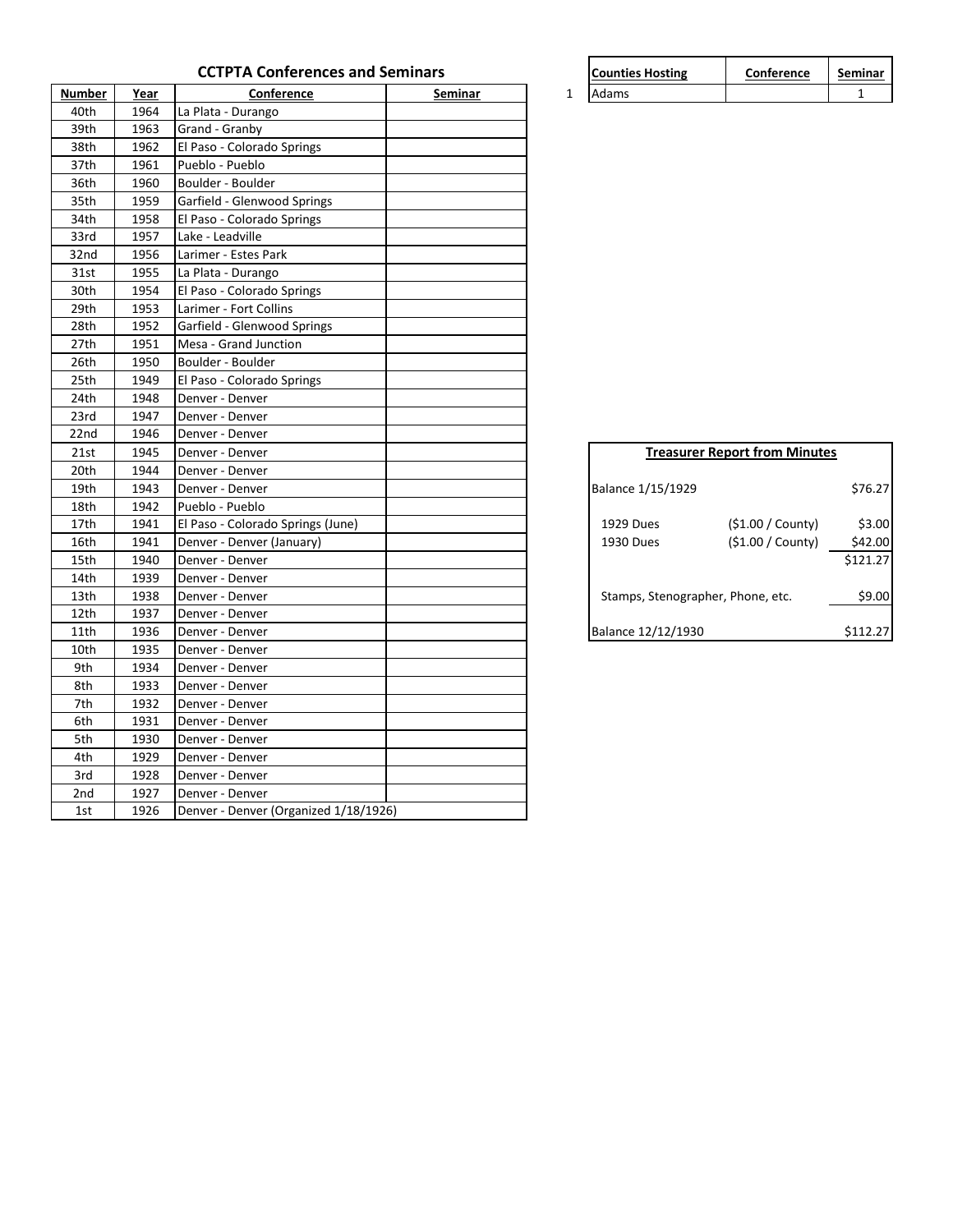## CCTPTA Conferences and Seminars

| Number | Year | Conference | Seminar |
|---|---|---|---|
| 40th | 1964 | La Plata - Durango | |
| 39th | 1963 | Grand - Granby | |
| 38th | 1962 | El Paso - Colorado Springs | |
| 37th | 1961 | Pueblo - Pueblo | |
| 36th | 1960 | Boulder - Boulder | |
| 35th | 1959 | Garfield - Glenwood Springs | |
| 34th | 1958 | El Paso - Colorado Springs | |
| 33rd | 1957 | Lake - Leadville | |
| 32nd | 1956 | Larimer - Estes Park | |
| 31st | 1955 | La Plata - Durango | |
| 30th | 1954 | El Paso - Colorado Springs | |
| 29th | 1953 | Larimer - Fort Collins | |
| 28th | 1952 | Garfield - Glenwood Springs | |
| 27th | 1951 | Mesa - Grand Junction | |
| 26th | 1950 | Boulder - Boulder | |
| 25th | 1949 | El Paso - Colorado Springs | |
| 24th | 1948 | Denver - Denver | |
| 23rd | 1947 | Denver - Denver | |
| 22nd | 1946 | Denver - Denver | |
| 21st | 1945 | Denver - Denver | |
| 20th | 1944 | Denver - Denver | |
| 19th | 1943 | Denver - Denver | |
| 18th | 1942 | Pueblo - Pueblo | |
| 17th | 1941 | El Paso - Colorado Springs (June) | |
| 16th | 1941 | Denver - Denver (January) | |
| 15th | 1940 | Denver - Denver | |
| 14th | 1939 | Denver - Denver | |
| 13th | 1938 | Denver - Denver | |
| 12th | 1937 | Denver - Denver | |
| 11th | 1936 | Denver - Denver | |
| 10th | 1935 | Denver - Denver | |
| 9th | 1934 | Denver - Denver | |
| 8th | 1933 | Denver - Denver | |
| 7th | 1932 | Denver - Denver | |
| 6th | 1931 | Denver - Denver | |
| 5th | 1930 | Denver - Denver | |
| 4th | 1929 | Denver - Denver | |
| 3rd | 1928 | Denver - Denver | |
| 2nd | 1927 | Denver - Denver | |
| 1st | 1926 | Denver - Denver (Organized 1/18/1926) | |

| | Counties Hosting | Conference | Seminar |
|---|---|---|---|
| 1 | Adams | | 1 |

| Treasurer Report from Minutes | | |
|---|---|---|
| Balance 1/15/1929 | | $76.27 |
| 1929 Dues | ($1.00 / County) | $3.00 |
| 1930 Dues | ($1.00 / County) | $42.00 |
| | | $121.27 |
| Stamps, Stenographer, Phone, etc. | | $9.00 |
| Balance 12/12/1930 | | $112.27 |